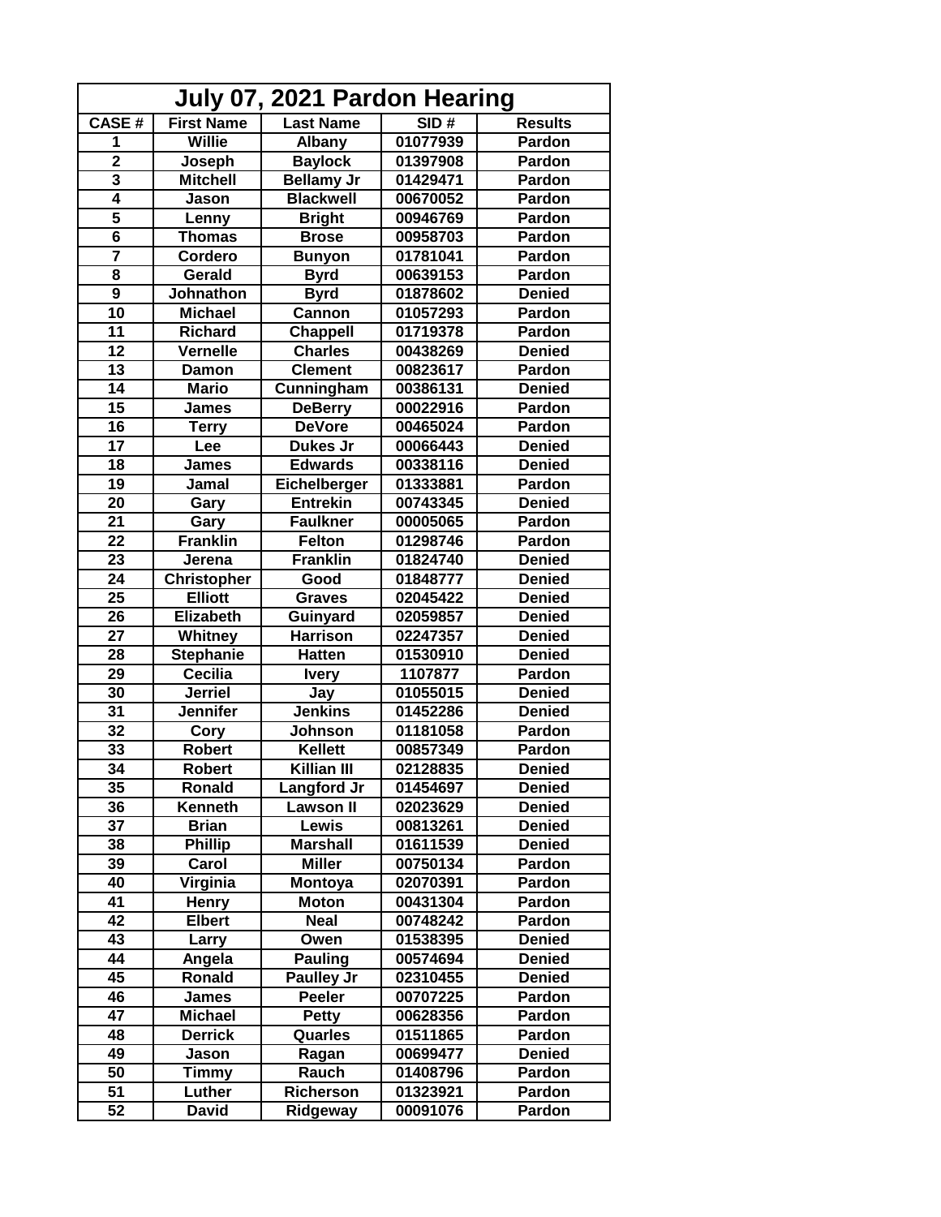# July 07, 2021 Pardon Hearing

| CASE # | First Name | Last Name | SID # | Results |
|---|---|---|---|---|
| 1 | Willie | Albany | 01077939 | Pardon |
| 2 | Joseph | Baylock | 01397908 | Pardon |
| 3 | Mitchell | Bellamy Jr | 01429471 | Pardon |
| 4 | Jason | Blackwell | 00670052 | Pardon |
| 5 | Lenny | Bright | 00946769 | Pardon |
| 6 | Thomas | Brose | 00958703 | Pardon |
| 7 | Cordero | Bunyon | 01781041 | Pardon |
| 8 | Gerald | Byrd | 00639153 | Pardon |
| 9 | Johnathon | Byrd | 01878602 | Denied |
| 10 | Michael | Cannon | 01057293 | Pardon |
| 11 | Richard | Chappell | 01719378 | Pardon |
| 12 | Vernelle | Charles | 00438269 | Denied |
| 13 | Damon | Clement | 00823617 | Pardon |
| 14 | Mario | Cunningham | 00386131 | Denied |
| 15 | James | DeBerry | 00022916 | Pardon |
| 16 | Terry | DeVore | 00465024 | Pardon |
| 17 | Lee | Dukes Jr | 00066443 | Denied |
| 18 | James | Edwards | 00338116 | Denied |
| 19 | Jamal | Eichelberger | 01333881 | Pardon |
| 20 | Gary | Entrekin | 00743345 | Denied |
| 21 | Gary | Faulkner | 00005065 | Pardon |
| 22 | Franklin | Felton | 01298746 | Pardon |
| 23 | Jerena | Franklin | 01824740 | Denied |
| 24 | Christopher | Good | 01848777 | Denied |
| 25 | Elliott | Graves | 02045422 | Denied |
| 26 | Elizabeth | Guinyard | 02059857 | Denied |
| 27 | Whitney | Harrison | 02247357 | Denied |
| 28 | Stephanie | Hatten | 01530910 | Denied |
| 29 | Cecilia | Ivery | 1107877 | Pardon |
| 30 | Jerriel | Jay | 01055015 | Denied |
| 31 | Jennifer | Jenkins | 01452286 | Denied |
| 32 | Cory | Johnson | 01181058 | Pardon |
| 33 | Robert | Kellett | 00857349 | Pardon |
| 34 | Robert | Killian III | 02128835 | Denied |
| 35 | Ronald | Langford Jr | 01454697 | Denied |
| 36 | Kenneth | Lawson II | 02023629 | Denied |
| 37 | Brian | Lewis | 00813261 | Denied |
| 38 | Phillip | Marshall | 01611539 | Denied |
| 39 | Carol | Miller | 00750134 | Pardon |
| 40 | Virginia | Montoya | 02070391 | Pardon |
| 41 | Henry | Moton | 00431304 | Pardon |
| 42 | Elbert | Neal | 00748242 | Pardon |
| 43 | Larry | Owen | 01538395 | Denied |
| 44 | Angela | Pauling | 00574694 | Denied |
| 45 | Ronald | Paulley Jr | 02310455 | Denied |
| 46 | James | Peeler | 00707225 | Pardon |
| 47 | Michael | Petty | 00628356 | Pardon |
| 48 | Derrick | Quarles | 01511865 | Pardon |
| 49 | Jason | Ragan | 00699477 | Denied |
| 50 | Timmy | Rauch | 01408796 | Pardon |
| 51 | Luther | Richerson | 01323921 | Pardon |
| 52 | David | Ridgeway | 00091076 | Pardon |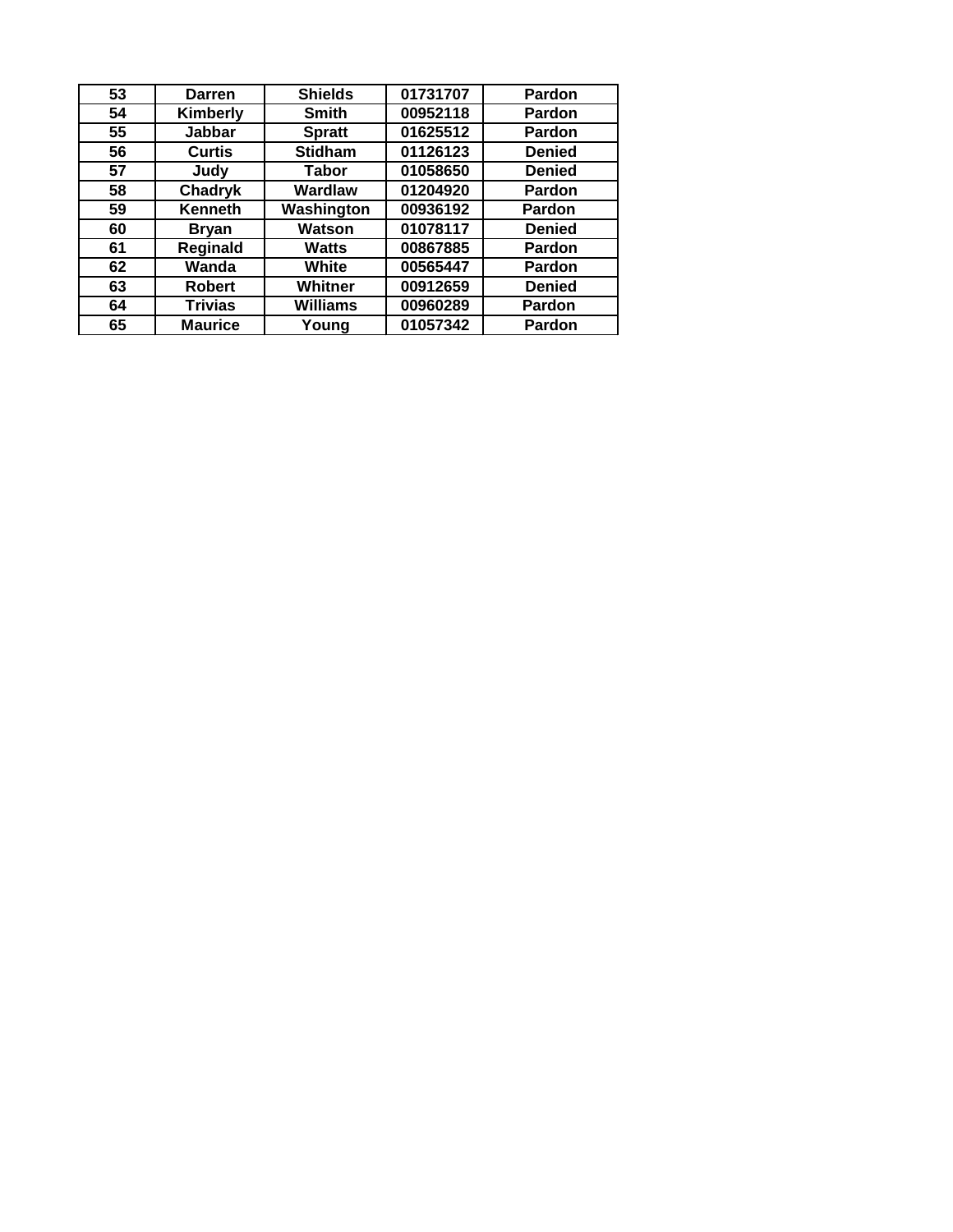| | | | | |
|---|---|---|---|---|
| 53 | Darren | Shields | 01731707 | Pardon |
| 54 | Kimberly | Smith | 00952118 | Pardon |
| 55 | Jabbar | Spratt | 01625512 | Pardon |
| 56 | Curtis | Stidham | 01126123 | Denied |
| 57 | Judy | Tabor | 01058650 | Denied |
| 58 | Chadryk | Wardlaw | 01204920 | Pardon |
| 59 | Kenneth | Washington | 00936192 | Pardon |
| 60 | Bryan | Watson | 01078117 | Denied |
| 61 | Reginald | Watts | 00867885 | Pardon |
| 62 | Wanda | White | 00565447 | Pardon |
| 63 | Robert | Whitner | 00912659 | Denied |
| 64 | Trivias | Williams | 00960289 | Pardon |
| 65 | Maurice | Young | 01057342 | Pardon |